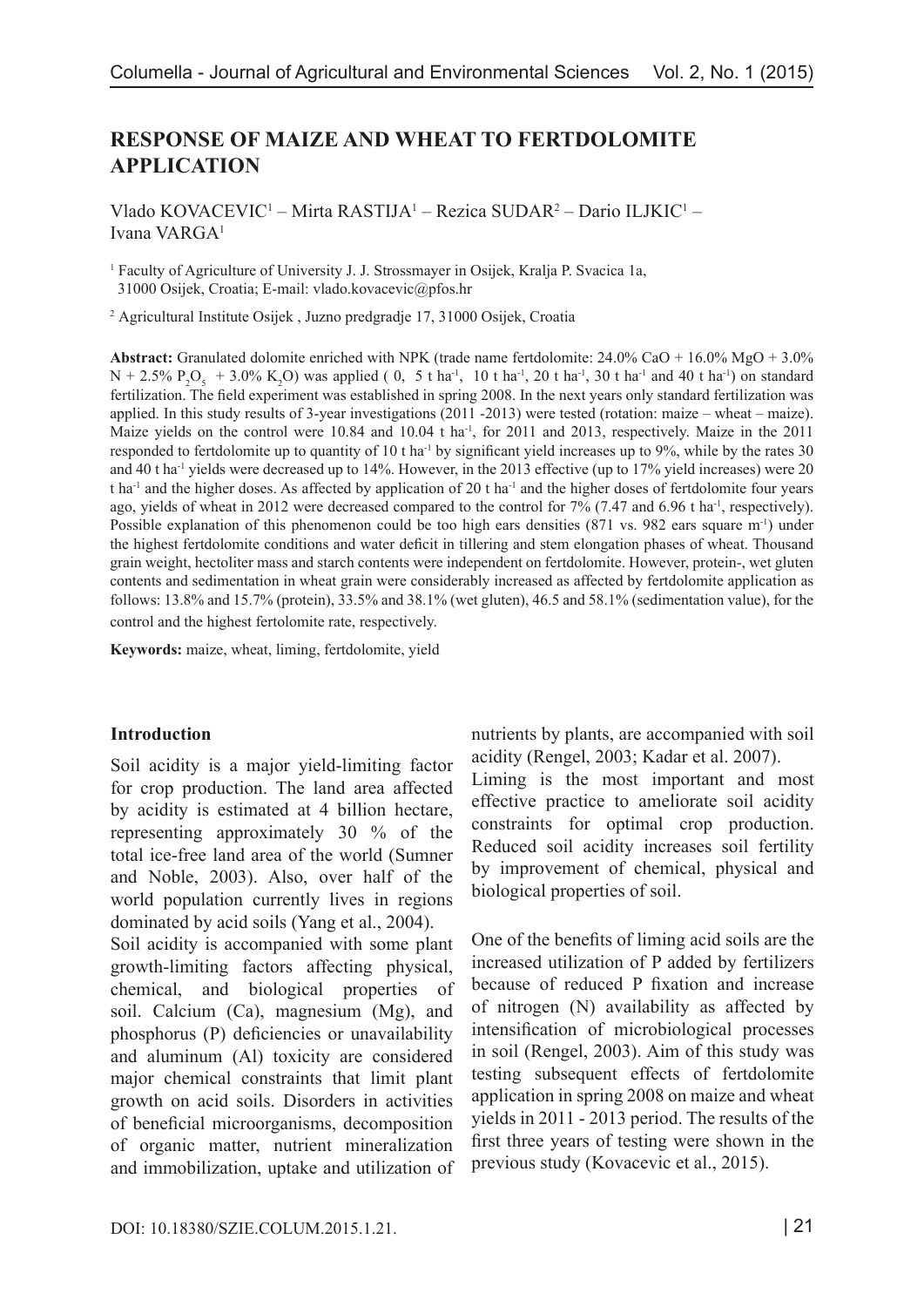# RESPONSE OF MAIZE AND WHEAT TO FERTDOLOMITE APPLICATION

Vlado KOVACEVIC[1] – Mirta RASTIJA[1] – Rezica SUDAR[2] – Dario ILJKIC[1] – Ivana VARGA[1]

[1] Faculty of Agriculture of University J. J. Strossmayer in Osijek, Kralja P. Svacica 1a, 31000 Osijek, Croatia; E-mail: vlado.kovacevic@pfos.hr

[2] Agricultural Institute Osijek , Juzno predgradje 17, 31000 Osijek, Croatia

**Abstract:** Granulated dolomite enriched with NPK (trade name fertdolomite: 24.0% CaO + 16.0% MgO + 3.0% N + 2.5% $P_2O_5$ + 3.0% $K_2O$) was applied ( 0, 5 t ha$^{-1}$, 10 t ha$^{-1}$, 20 t ha$^{-1}$, 30 t ha$^{-1}$ and 40 t ha$^{-1}$) on standard fertilization. The field experiment was established in spring 2008. In the next years only standard fertilization was applied. In this study results of 3-year investigations (2011 -2013) were tested (rotation: maize – wheat – maize). Maize yields on the control were 10.84 and 10.04 t ha$^{-1}$, for 2011 and 2013, respectively. Maize in the 2011 responded to fertdolomite up to quantity of 10 t ha$^{-1}$ by significant yield increases up to 9%, while by the rates 30 and 40 t ha$^{-1}$ yields were decreased up to 14%. However, in the 2013 effective (up to 17% yield increases) were 20 t ha$^{-1}$ and the higher doses. As affected by application of 20 t ha$^{-1}$ and the higher doses of fertdolomite four years ago, yields of wheat in 2012 were decreased compared to the control for 7% (7.47 and 6.96 t ha$^{-1}$, respectively). Possible explanation of this phenomenon could be too high ears densities (871 vs. 982 ears square m$^{-1}$) under the highest fertdolomite conditions and water deficit in tillering and stem elongation phases of wheat. Thousand grain weight, hectoliter mass and starch contents were independent on fertdolomite. However, protein-, wet gluten contents and sedimentation in wheat grain were considerably increased as affected by fertdolomite application as follows: 13.8% and 15.7% (protein), 33.5% and 38.1% (wet gluten), 46.5 and 58.1% (sedimentation value), for the control and the highest fertolomite rate, respectively.

**Keywords:** maize, wheat, liming, fertdolomite, yield

## Introduction

Soil acidity is a major yield-limiting factor for crop production. The land area affected by acidity is estimated at 4 billion hectare, representing approximately 30 % of the total ice-free land area of the world (Sumner and Noble, 2003). Also, over half of the world population currently lives in regions dominated by acid soils (Yang et al., 2004).

Soil acidity is accompanied with some plant growth-limiting factors affecting physical, chemical, and biological properties of soil. Calcium (Ca), magnesium (Mg), and phosphorus (P) deficiencies or unavailability and aluminum (Al) toxicity are considered major chemical constraints that limit plant growth on acid soils. Disorders in activities of beneficial microorganisms, decomposition of organic matter, nutrient mineralization and immobilization, uptake and utilization of nutrients by plants, are accompanied with soil acidity (Rengel, 2003; Kadar et al. 2007).

Liming is the most important and most effective practice to ameliorate soil acidity constraints for optimal crop production. Reduced soil acidity increases soil fertility by improvement of chemical, physical and biological properties of soil.

One of the benefits of liming acid soils are the increased utilization of P added by fertilizers because of reduced P fixation and increase of nitrogen (N) availability as affected by intensification of microbiological processes in soil (Rengel, 2003). Aim of this study was testing subsequent effects of fertdolomite application in spring 2008 on maize and wheat yields in 2011 - 2013 period. The results of the first three years of testing were shown in the previous study (Kovacevic et al., 2015).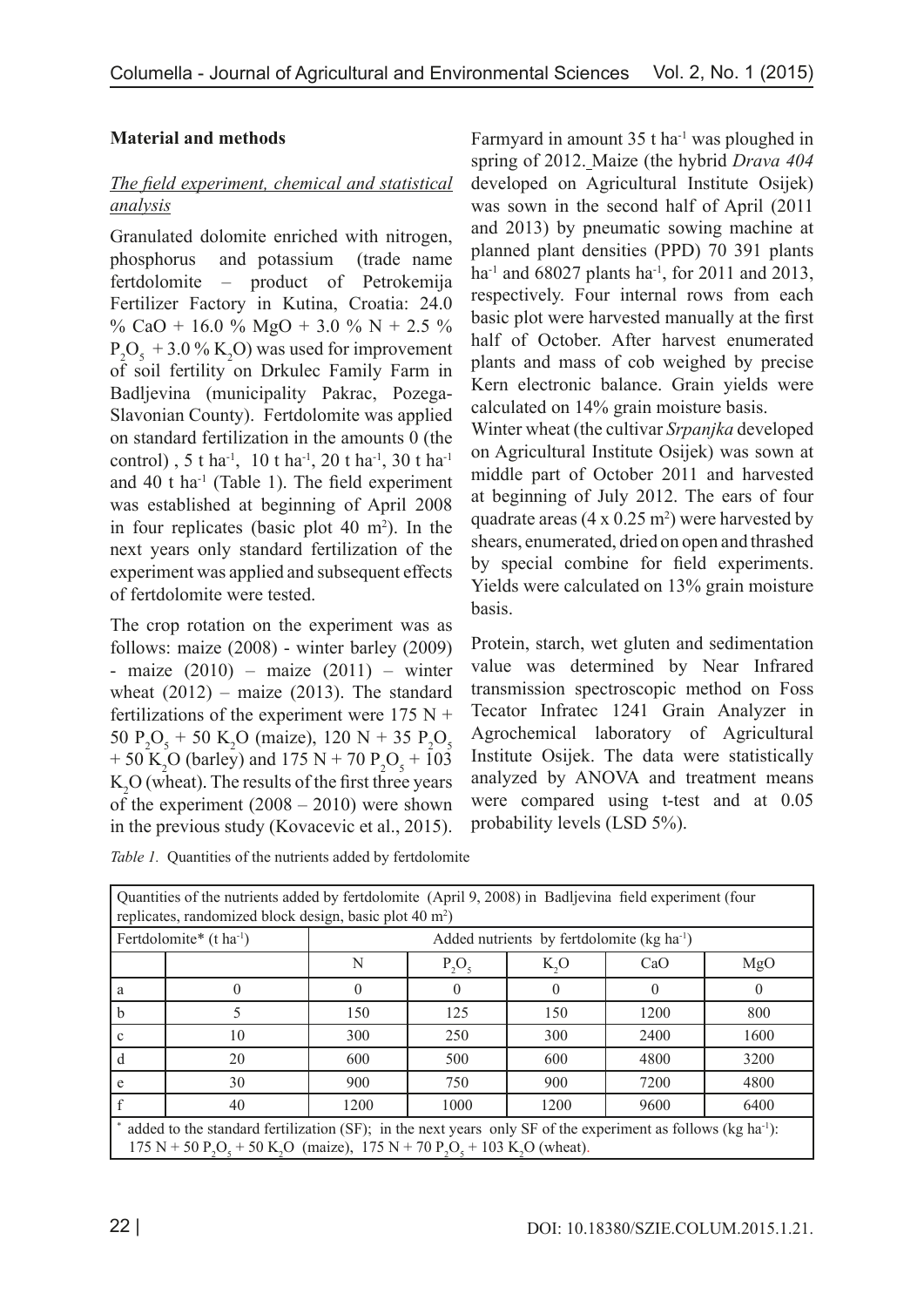## Material and methods

### *The field experiment, chemical and statistical analysis*

Granulated dolomite enriched with nitrogen, phosphorus and potassium (trade name fertdolomite – product of Petrokemija Fertilizer Factory in Kutina, Croatia: 24.0 % CaO + 16.0 % MgO + 3.0 % N + 2.5 % $P_2O_5$ + 3.0 % $K_2O$) was used for improvement of soil fertility on Drkulec Family Farm in Badljevina (municipality Pakrac, Pozega-Slavonian County). Fertdolomite was applied on standard fertilization in the amounts 0 (the control), 5 t ha$^{-1}$, 10 t ha$^{-1}$, 20 t ha$^{-1}$, 30 t ha$^{-1}$ and 40 t ha$^{-1}$ (Table 1). The field experiment was established at beginning of April 2008 in four replicates (basic plot 40 m$^2$). In the next years only standard fertilization of the experiment was applied and subsequent effects of fertdolomite were tested.

The crop rotation on the experiment was as follows: maize (2008) - winter barley (2009) - maize (2010) – maize (2011) – winter wheat (2012) – maize (2013). The standard fertilizations of the experiment were 175 N + 50 $P_2O_5$ + 50 $K_2O$ (maize), 120 N + 35 $P_2O_5$ + 50 $K_2O$ (barley) and 175 N + 70 $P_2O_5$ + 103 $K_2O$ (wheat). The results of the first three years of the experiment (2008 – 2010) were shown in the previous study (Kovacevic et al., 2015).

Farmyard in amount 35 t ha$^{-1}$ was ploughed in spring of 2012. Maize (the hybrid *Drava 404* developed on Agricultural Institute Osijek) was sown in the second half of April (2011 and 2013) by pneumatic sowing machine at planned plant densities (PPD) 70 391 plants ha$^{-1}$ and 68027 plants ha$^{-1}$, for 2011 and 2013, respectively. Four internal rows from each basic plot were harvested manually at the first half of October. After harvest enumerated plants and mass of cob weighed by precise Kern electronic balance. Grain yields were calculated on 14% grain moisture basis.

Winter wheat (the cultivar *Srpanjka* developed on Agricultural Institute Osijek) was sown at middle part of October 2011 and harvested at beginning of July 2012. The ears of four quadrate areas (4 x 0.25 m$^2$) were harvested by shears, enumerated, dried on open and thrashed by special combine for field experiments. Yields were calculated on 13% grain moisture basis.

Protein, starch, wet gluten and sedimentation value was determined by Near Infrared transmission spectroscopic method on Foss Tecator Infratec 1241 Grain Analyzer in Agrochemical laboratory of Agricultural Institute Osijek. The data were statistically analyzed by ANOVA and treatment means were compared using t-test and at 0.05 probability levels (LSD 5%).

*Table 1.* Quantities of the nutrients added by fertdolomite

| Quantities of the nutrients added by fertdolomite (April 9, 2008) in Badljevina field experiment (four replicates, randomized block design, basic plot 40 m$^2$) | | | | | | |
|---|---|---|---|---|---|---|
| Fertdolomite* (t ha$^{-1}$) | | Added nutrients by fertdolomite (kg ha$^{-1}$) | | | | |
| | | N | $P_2O_5$ | $K_2O$ | CaO | MgO |
| a | 0 | 0 | 0 | 0 | 0 | 0 |
| b | 5 | 150 | 125 | 150 | 1200 | 800 |
| c | 10 | 300 | 250 | 300 | 2400 | 1600 |
| d | 20 | 600 | 500 | 600 | 4800 | 3200 |
| e | 30 | 900 | 750 | 900 | 7200 | 4800 |
| f | 40 | 1200 | 1000 | 1200 | 9600 | 6400 |

\* added to the standard fertilization (SF); in the next years only SF of the experiment as follows (kg ha$^{-1}$): 175 N + 50 $P_2O_5$ + 50 $K_2O$ (maize), 175 N + 70 $P_2O_5$ + 103 $K_2O$ (wheat).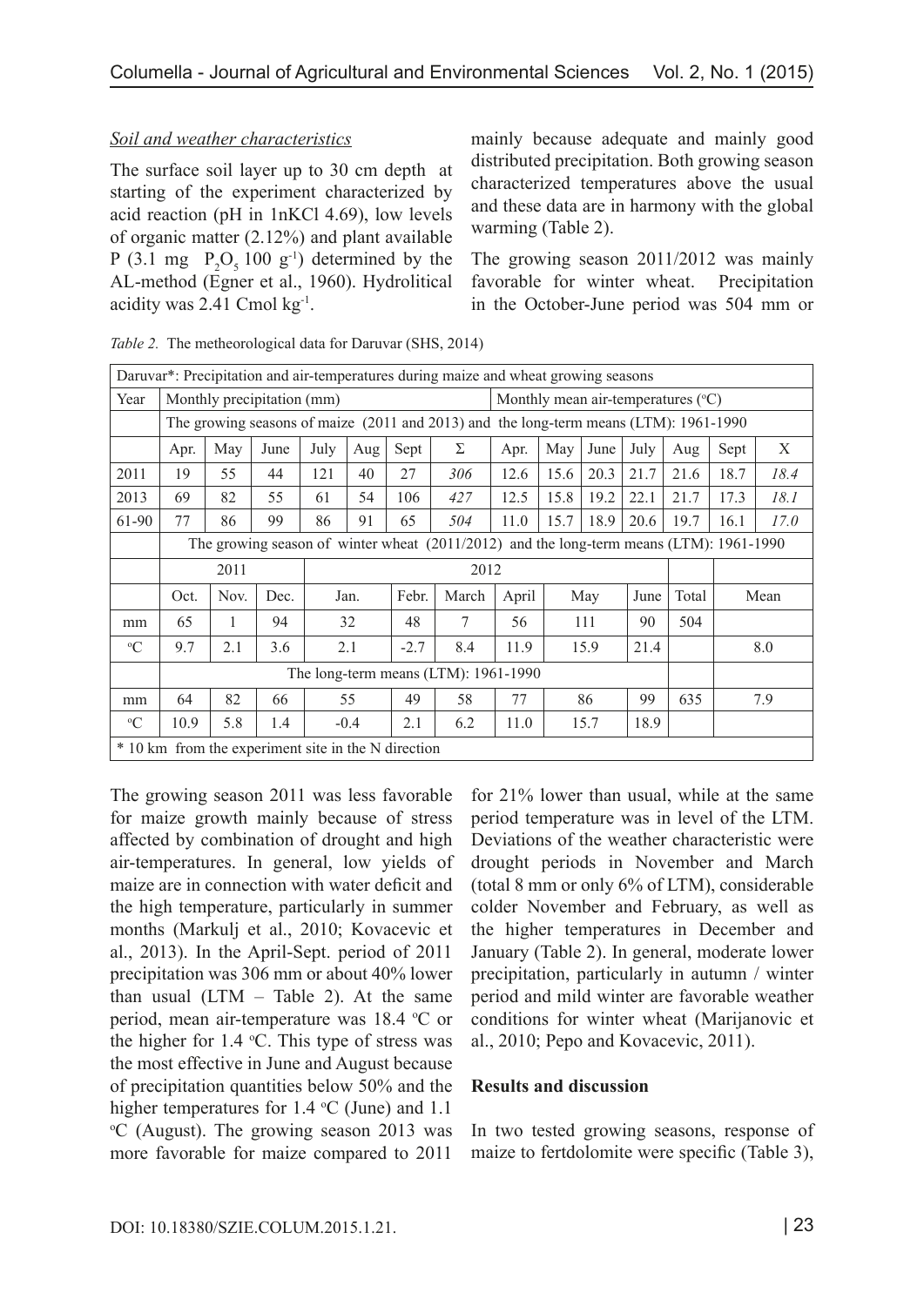*Soil and weather characteristics*

The surface soil layer up to 30 cm depth at starting of the experiment characterized by acid reaction (pH in 1nKCl 4.69), low levels of organic matter (2.12%) and plant available P (3.1 mg $P_2O_5$ 100 $g^{-1}$) determined by the AL-method (Egner et al., 1960). Hydrolitical acidity was 2.41 Cmol $kg^{-1}$.

*Table 2.* The metheorological data for Daruvar (SHS, 2014)

| Daruvar*: Precipitation and air-temperatures during maize and wheat growing seasons | | | | | | | | | | | | | | |
|---|---|---|---|---|---|---|---|---|---|---|---|---|---|---|
| Year | Monthly precipitation (mm) | | | | | | | Monthly mean air-temperatures (°C) | | | | | | |
| | The growing seasons of maize (2011 and 2013) and the long-term means (LTM): 1961-1990 | | | | | | | | | | | | | |
| | Apr. | May | June | July | Aug | Sept | Σ | Apr. | May | June | July | Aug | Sept | X |
| 2011 | 19 | 55 | 44 | 121 | 40 | 27 | *306* | 12.6 | 15.6 | 20.3 | 21.7 | 21.6 | 18.7 | *18.4* |
| 2013 | 69 | 82 | 55 | 61 | 54 | 106 | *427* | 12.5 | 15.8 | 19.2 | 22.1 | 21.7 | 17.3 | *18.1* |
| 61-90 | 77 | 86 | 99 | 86 | 91 | 65 | *504* | 11.0 | 15.7 | 18.9 | 20.6 | 19.7 | 16.1 | *17.0* |
| | The growing season of winter wheat (2011/2012) and the long-term means (LTM): 1961-1990 | | | | | | | | | | | | | |
| | 2011 | | | 2012 | | | | | | | | | | |
| | Oct. | Nov. | Dec. | Jan. | | Febr. | March | April | May | | June | Total | Mean | |
| mm | 65 | 1 | 94 | 32 | | 48 | 7 | 56 | 111 | | 90 | 504 | | |
| °C | 9.7 | 2.1 | 3.6 | 2.1 | | -2.7 | 8.4 | 11.9 | 15.9 | | 21.4 | | 8.0 | |
| | The long-term means (LTM): 1961-1990 | | | | | | | | | | | | | |
| mm | 64 | 82 | 66 | 55 | | 49 | 58 | 77 | 86 | | 99 | 635 | 7.9 | |
| °C | 10.9 | 5.8 | 1.4 | -0.4 | | 2.1 | 6.2 | 11.0 | 15.7 | | 18.9 | | | |
| * 10 km from the experiment site in the N direction | | | | | | | | | | | | | | |

The growing season 2011 was less favorable for maize growth mainly because of stress affected by combination of drought and high air-temperatures. In general, low yields of maize are in connection with water deficit and the high temperature, particularly in summer months (Markulj et al., 2010; Kovacevic et al., 2013). In the April-Sept. period of 2011 precipitation was 306 mm or about 40% lower than usual (LTM – Table 2). At the same period, mean air-temperature was 18.4 °C or the higher for 1.4 °C. This type of stress was the most effective in June and August because of precipitation quantities below 50% and the higher temperatures for 1.4 °C (June) and 1.1 °C (August). The growing season 2013 was more favorable for maize compared to 2011 mainly because adequate and mainly good distributed precipitation. Both growing season characterized temperatures above the usual and these data are in harmony with the global warming (Table 2).

The growing season 2011/2012 was mainly favorable for winter wheat. Precipitation in the October-June period was 504 mm or for 21% lower than usual, while at the same period temperature was in level of the LTM. Deviations of the weather characteristic were drought periods in November and March (total 8 mm or only 6% of LTM), considerable colder November and February, as well as the higher temperatures in December and January (Table 2). In general, moderate lower precipitation, particularly in autumn / winter period and mild winter are favorable weather conditions for winter wheat (Marijanovic et al., 2010; Pepo and Kovacevic, 2011).

**Results and discussion**

In two tested growing seasons, response of maize to fertdolomite were specific (Table 3),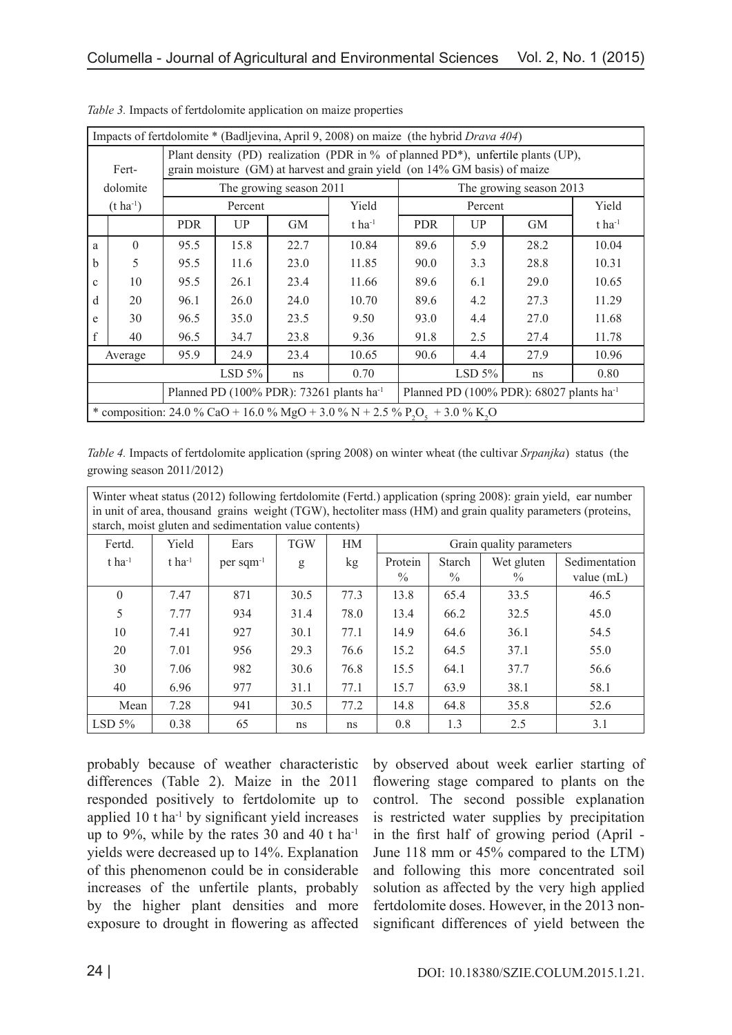*Table 3.* Impacts of fertdolomite application on maize properties

| Impacts of fertdolomite * (Badljevina, April 9, 2008) on maize (the hybrid *Drava 404*) | | | | | | | | | |
|---|---|---|---|---|---|---|---|---|---|
| Fert-dolomite ($t\ ha^{-1}$) | | Plant density (PD) realization (PDR in % of planned PD*), unfertile plants (UP), grain moisture (GM) at harvest and grain yield (on 14% GM basis) of maize | | | | | | | |
| | | The growing season 2011 | | | | The growing season 2013 | | | |
| | | Percent | | | Yield | Percent | | | Yield |
| | | PDR | UP | GM | $t\ ha^{-1}$ | PDR | UP | GM | $t\ ha^{-1}$ |
| a | 0 | 95.5 | 15.8 | 22.7 | 10.84 | 89.6 | 5.9 | 28.2 | 10.04 |
| b | 5 | 95.5 | 11.6 | 23.0 | 11.85 | 90.0 | 3.3 | 28.8 | 10.31 |
| c | 10 | 95.5 | 26.1 | 23.4 | 11.66 | 89.6 | 6.1 | 29.0 | 10.65 |
| d | 20 | 96.1 | 26.0 | 24.0 | 10.70 | 89.6 | 4.2 | 27.3 | 11.29 |
| e | 30 | 96.5 | 35.0 | 23.5 | 9.50 | 93.0 | 4.4 | 27.0 | 11.68 |
| f | 40 | 96.5 | 34.7 | 23.8 | 9.36 | 91.8 | 2.5 | 27.4 | 11.78 |
| Average | | 95.9 | 24.9 | 23.4 | 10.65 | 90.6 | 4.4 | 27.9 | 10.96 |
| | | | LSD 5% | ns | 0.70 | | LSD 5% | ns | 0.80 |
| | | Planned PD (100% PDR): 73261 plants $ha^{-1}$ | | | | Planned PD (100% PDR): 68027 plants $ha^{-1}$ | | | |
| * composition: 24.0 % CaO + 16.0 % MgO + 3.0 % N + 2.5 % $P_2O_5$ + 3.0 % $K_2O$ | | | | | | | | | |

*Table 4.* Impacts of fertdolomite application (spring 2008) on winter wheat (the cultivar *Srpanjka*) status (the growing season 2011/2012)

| Winter wheat status (2012) following fertdolomite (Fertd.) application (spring 2008): grain yield, ear number in unit of area, thousand grains weight (TGW), hectoliter mass (HM) and grain quality parameters (proteins, starch, moist gluten and sedimentation value contents) | | | | | | | | |
|---|---|---|---|---|---|---|---|---|
| Fertd. | Yield | Ears | TGW | HM | Grain quality parameters | | | |
| $t\ ha^{-1}$ | $t\ ha^{-1}$ | per $sqm^{-1}$ | g | kg | Protein % | Starch % | Wet gluten % | Sedimentation value (mL) |
| 0 | 7.47 | 871 | 30.5 | 77.3 | 13.8 | 65.4 | 33.5 | 46.5 |
| 5 | 7.77 | 934 | 31.4 | 78.0 | 13.4 | 66.2 | 32.5 | 45.0 |
| 10 | 7.41 | 927 | 30.1 | 77.1 | 14.9 | 64.6 | 36.1 | 54.5 |
| 20 | 7.01 | 956 | 29.3 | 76.6 | 15.2 | 64.5 | 37.1 | 55.0 |
| 30 | 7.06 | 982 | 30.6 | 76.8 | 15.5 | 64.1 | 37.7 | 56.6 |
| 40 | 6.96 | 977 | 31.1 | 77.1 | 15.7 | 63.9 | 38.1 | 58.1 |
| Mean | 7.28 | 941 | 30.5 | 77.2 | 14.8 | 64.8 | 35.8 | 52.6 |
| LSD 5% | 0.38 | 65 | ns | ns | 0.8 | 1.3 | 2.5 | 3.1 |

probably because of weather characteristic differences (Table 2). Maize in the 2011 responded positively to fertdolomite up to applied 10 $t\ ha^{-1}$ by significant yield increases up to 9%, while by the rates 30 and 40 $t\ ha^{-1}$ yields were decreased up to 14%. Explanation of this phenomenon could be in considerable increases of the unfertile plants, probably by the higher plant densities and more exposure to drought in flowering as affected by observed about week earlier starting of flowering stage compared to plants on the control. The second possible explanation is restricted water supplies by precipitation in the first half of growing period (April - June 118 mm or 45% compared to the LTM) and following this more concentrated soil solution as affected by the very high applied fertdolomite doses. However, in the 2013 non-significant differences of yield between the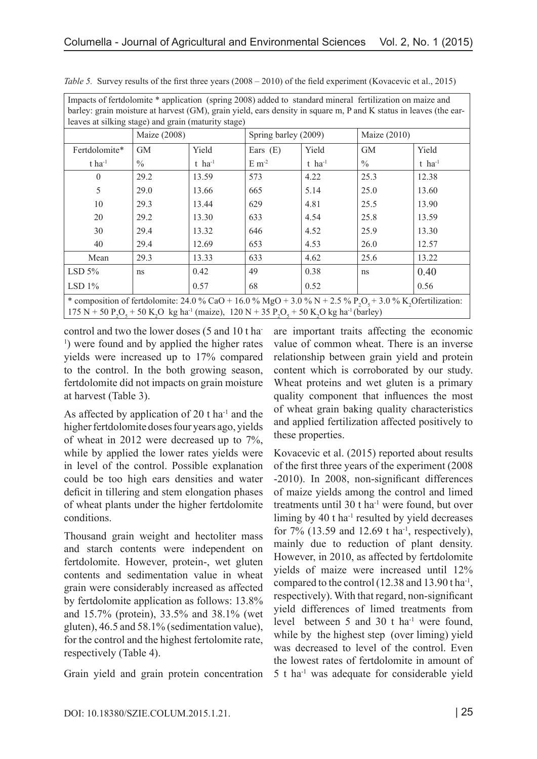*Table 5.* Survey results of the first three years (2008 – 2010) of the field experiment (Kovacevic et al., 2015)

| Impacts of fertdolomite * application (spring 2008) added to standard mineral fertilization on maize and barley: grain moisture at harvest (GM), grain yield, ears density in square m, P and K status in leaves (the ear-leaves at silking stage) and grain (maturity stage) | | | | | | |
|---|---|---|---|---|---|---|
| | Maize (2008) | | Spring barley (2009) | | Maize (2010) | |
| Fertdolomite* | GM | Yield | Ears (E) | Yield | GM | Yield |
| $t\ ha^{-1}$ | % | $t\ ha^{-1}$ | $E\ m^{-2}$ | $t\ ha^{-1}$ | % | $t\ ha^{-1}$ |
| 0 | 29.2 | 13.59 | 573 | 4.22 | 25.3 | 12.38 |
| 5 | 29.0 | 13.66 | 665 | 5.14 | 25.0 | 13.60 |
| 10 | 29.3 | 13.44 | 629 | 4.81 | 25.5 | 13.90 |
| 20 | 29.2 | 13.30 | 633 | 4.54 | 25.8 | 13.59 |
| 30 | 29.4 | 13.32 | 646 | 4.52 | 25.9 | 13.30 |
| 40 | 29.4 | 12.69 | 653 | 4.53 | 26.0 | 12.57 |
| Mean | 29.3 | 13.33 | 633 | 4.62 | 25.6 | 13.22 |
| LSD 5% | ns | 0.42 | 49 | 0.38 | ns | 0.40 |
| LSD 1% | | 0.57 | 68 | 0.52 | | 0.56 |

\* composition of fertdolomite: 24.0 % CaO + 16.0 % MgO + 3.0 % N + 2.5 % $P_2O_5$ + 3.0 % $K_2O$fertilization: 175 N + 50 $P_2O_5$ + 50 $K_2O$ kg $ha^{-1}$ (maize), 120 N + 35 $P_2O_5$ + 50 $K_2O$ kg $ha^{-1}$ (barley)

control and two the lower doses (5 and 10 t $ha^{-1}$) were found and by applied the higher rates yields were increased up to 17% compared to the control. In the both growing season, fertdolomite did not impacts on grain moisture at harvest (Table 3).

As affected by application of 20 t $ha^{-1}$ and the higher fertdolomite doses four years ago, yields of wheat in 2012 were decreased up to 7%, while by applied the lower rates yields were in level of the control. Possible explanation could be too high ears densities and water deficit in tillering and stem elongation phases of wheat plants under the higher fertdolomite conditions.

Thousand grain weight and hectoliter mass and starch contents were independent on fertdolomite. However, protein-, wet gluten contents and sedimentation value in wheat grain were considerably increased as affected by fertdolomite application as follows: 13.8% and 15.7% (protein), 33.5% and 38.1% (wet gluten), 46.5 and 58.1% (sedimentation value), for the control and the highest fertolomite rate, respectively (Table 4).

Grain yield and grain protein concentration are important traits affecting the economic value of common wheat. There is an inverse relationship between grain yield and protein content which is corroborated by our study. Wheat proteins and wet gluten is a primary quality component that influences the most of wheat grain baking quality characteristics and applied fertilization affected positively to these properties.

Kovacevic et al. (2015) reported about results of the first three years of the experiment (2008 -2010). In 2008, non-significant differences of maize yields among the control and limed treatments until 30 t $ha^{-1}$ were found, but over liming by 40 t $ha^{-1}$ resulted by yield decreases for 7% (13.59 and 12.69 t $ha^{-1}$, respectively), mainly due to reduction of plant density. However, in 2010, as affected by fertdolomite yields of maize were increased until 12% compared to the control (12.38 and 13.90 t $ha^{-1}$, respectively). With that regard, non-significant yield differences of limed treatments from level between 5 and 30 t $ha^{-1}$ were found, while by the highest step (over liming) yield was decreased to level of the control. Even the lowest rates of fertdolomite in amount of 5 t $ha^{-1}$ was adequate for considerable yield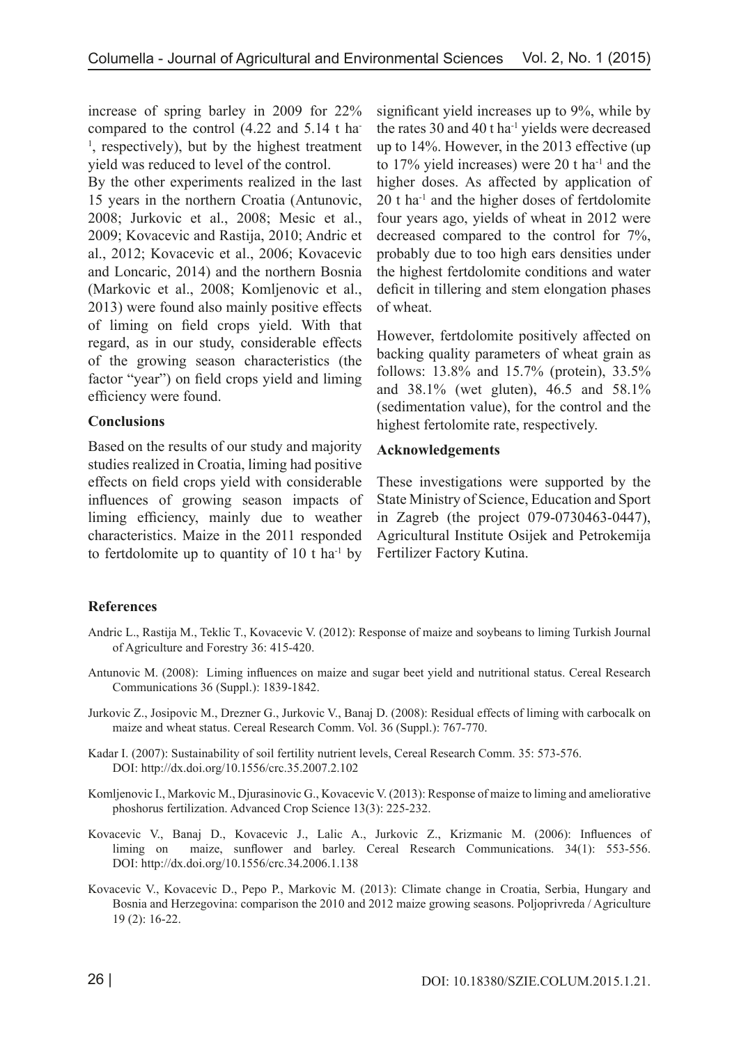increase of spring barley in 2009 for 22% compared to the control (4.22 and 5.14 t ha$^{-1}$, respectively), but by the highest treatment yield was reduced to level of the control.

By the other experiments realized in the last 15 years in the northern Croatia (Antunovic, 2008; Jurkovic et al., 2008; Mesic et al., 2009; Kovacevic and Rastija, 2010; Andric et al., 2012; Kovacevic et al., 2006; Kovacevic and Loncaric, 2014) and the northern Bosnia (Markovic et al., 2008; Komljenovic et al., 2013) were found also mainly positive effects of liming on field crops yield. With that regard, as in our study, considerable effects of the growing season characteristics (the factor "year") on field crops yield and liming efficiency were found.

## Conclusions

Based on the results of our study and majority studies realized in Croatia, liming had positive effects on field crops yield with considerable influences of growing season impacts of liming efficiency, mainly due to weather characteristics. Maize in the 2011 responded to fertdolomite up to quantity of 10 t ha$^{-1}$ by significant yield increases up to 9%, while by the rates 30 and 40 t ha$^{-1}$ yields were decreased up to 14%. However, in the 2013 effective (up to 17% yield increases) were 20 t ha$^{-1}$ and the higher doses. As affected by application of 20 t ha$^{-1}$ and the higher doses of fertdolomite four years ago, yields of wheat in 2012 were decreased compared to the control for 7%, probably due to too high ears densities under the highest fertdolomite conditions and water deficit in tillering and stem elongation phases of wheat.

However, fertdolomite positively affected on backing quality parameters of wheat grain as follows: 13.8% and 15.7% (protein), 33.5% and 38.1% (wet gluten), 46.5 and 58.1% (sedimentation value), for the control and the highest fertolomite rate, respectively.

## Acknowledgements

These investigations were supported by the State Ministry of Science, Education and Sport in Zagreb (the project 079-0730463-0447), Agricultural Institute Osijek and Petrokemija Fertilizer Factory Kutina.

## References

Andric L., Rastija M., Teklic T., Kovacevic V. (2012): Response of maize and soybeans to liming Turkish Journal of Agriculture and Forestry 36: 415-420.

Antunovic M. (2008): Liming influences on maize and sugar beet yield and nutritional status. Cereal Research Communications 36 (Suppl.): 1839-1842.

Jurkovic Z., Josipovic M., Drezner G., Jurkovic V., Banaj D. (2008): Residual effects of liming with carbocalk on maize and wheat status. Cereal Research Comm. Vol. 36 (Suppl.): 767-770.

Kadar I. (2007): Sustainability of soil fertility nutrient levels, Cereal Research Comm. 35: 573-576. DOI: http://dx.doi.org/10.1556/crc.35.2007.2.102

Komljenovic I., Markovic M., Djurasinovic G., Kovacevic V. (2013): Response of maize to liming and ameliorative phoshorus fertilization. Advanced Crop Science 13(3): 225-232.

Kovacevic V., Banaj D., Kovacevic J., Lalic A., Jurkovic Z., Krizmanic M. (2006): Influences of liming on maize, sunflower and barley. Cereal Research Communications. 34(1): 553-556. DOI: http://dx.doi.org/10.1556/crc.34.2006.1.138

Kovacevic V., Kovacevic D., Pepo P., Markovic M. (2013): Climate change in Croatia, Serbia, Hungary and Bosnia and Herzegovina: comparison the 2010 and 2012 maize growing seasons. Poljoprivreda / Agriculture 19 (2): 16-22.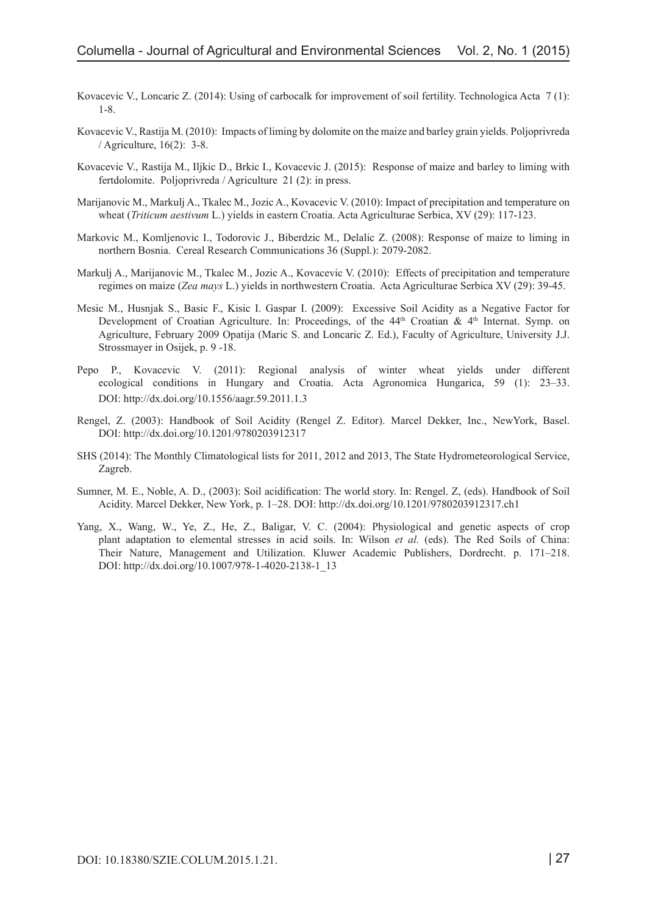Kovacevic V., Loncaric Z. (2014): Using of carbocalk for improvement of soil fertility. Technologica Acta 7 (1): 1-8.

Kovacevic V., Rastija M. (2010): Impacts of liming by dolomite on the maize and barley grain yields. Poljoprivreda / Agriculture, 16(2): 3-8.

Kovacevic V., Rastija M., Iljkic D., Brkic I., Kovacevic J. (2015): Response of maize and barley to liming with fertdolomite. Poljoprivreda / Agriculture 21 (2): in press.

Marijanovic M., Markulj A., Tkalec M., Jozic A., Kovacevic V. (2010): Impact of precipitation and temperature on wheat (*Triticum aestivum* L.) yields in eastern Croatia. Acta Agriculturae Serbica, XV (29): 117-123.

Markovic M., Komljenovic I., Todorovic J., Biberdzic M., Delalic Z. (2008): Response of maize to liming in northern Bosnia. Cereal Research Communications 36 (Suppl.): 2079-2082.

Markulj A., Marijanovic M., Tkalec M., Jozic A., Kovacevic V. (2010): Effects of precipitation and temperature regimes on maize (*Zea mays* L.) yields in northwestern Croatia. Acta Agriculturae Serbica XV (29): 39-45.

Mesic M., Husnjak S., Basic F., Kisic I. Gaspar I. (2009): Excessive Soil Acidity as a Negative Factor for Development of Croatian Agriculture. In: Proceedings, of the 44th Croatian & 4th Internat. Symp. on Agriculture, February 2009 Opatija (Maric S. and Loncaric Z. Ed.), Faculty of Agriculture, University J.J. Strossmayer in Osijek, p. 9 -18.

Pepo P., Kovacevic V. (2011): Regional analysis of winter wheat yields under different ecological conditions in Hungary and Croatia. Acta Agronomica Hungarica, 59 (1): 23–33. DOI: http://dx.doi.org/10.1556/aagr.59.2011.1.3

Rengel, Z. (2003): Handbook of Soil Acidity (Rengel Z. Editor). Marcel Dekker, Inc., NewYork, Basel. DOI: http://dx.doi.org/10.1201/9780203912317

SHS (2014): The Monthly Climatological lists for 2011, 2012 and 2013, The State Hydrometeorological Service, Zagreb.

Sumner, M. E., Noble, A. D., (2003): Soil acidification: The world story. In: Rengel. Z, (eds). Handbook of Soil Acidity. Marcel Dekker, New York, p. 1–28. DOI: http://dx.doi.org/10.1201/9780203912317.ch1

Yang, X., Wang, W., Ye, Z., He, Z., Baligar, V. C. (2004): Physiological and genetic aspects of crop plant adaptation to elemental stresses in acid soils. In: Wilson *et al.* (eds). The Red Soils of China: Their Nature, Management and Utilization. Kluwer Academic Publishers, Dordrecht. p. 171–218. DOI: http://dx.doi.org/10.1007/978-1-4020-2138-1_13